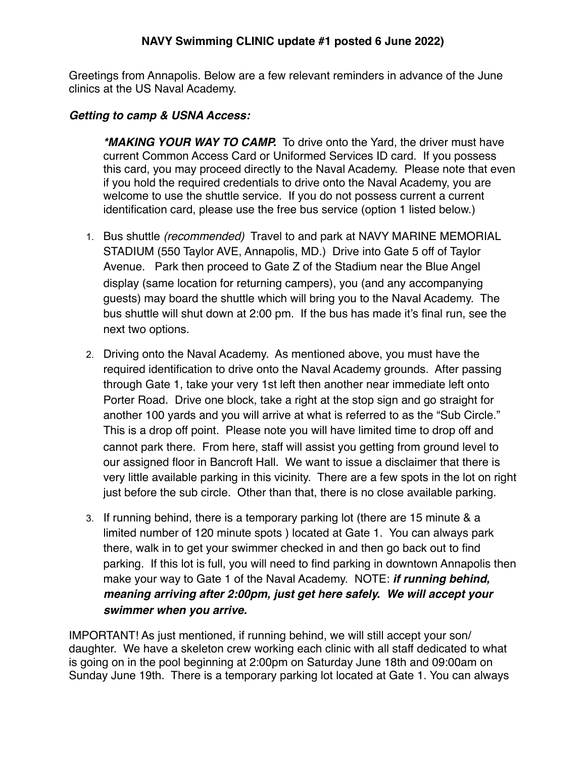**NAVY Swimming CLINIC update #1 posted 6 June 2022)**

Greetings from Annapolis. Below are a few relevant reminders in advance of the June clinics at the US Naval Academy.

***Getting to camp & USNA Access:***

> ***\*MAKING YOUR WAY TO CAMP.*** To drive onto the Yard, the driver must have current Common Access Card or Uniformed Services ID card. If you possess this card, you may proceed directly to the Naval Academy. Please note that even if you hold the required credentials to drive onto the Naval Academy, you are welcome to use the shuttle service. If you do not possess current a current identification card, please use the free bus service (option 1 listed below.)

1. Bus shuttle *(recommended)* Travel to and park at NAVY MARINE MEMORIAL STADIUM (550 Taylor AVE, Annapolis, MD.) Drive into Gate 5 off of Taylor Avenue. Park then proceed to Gate Z of the Stadium near the Blue Angel display (same location for returning campers), you (and any accompanying guests) may board the shuttle which will bring you to the Naval Academy. The bus shuttle will shut down at 2:00 pm. If the bus has made it's final run, see the next two options.

2. Driving onto the Naval Academy. As mentioned above, you must have the required identification to drive onto the Naval Academy grounds. After passing through Gate 1, take your very 1st left then another near immediate left onto Porter Road. Drive one block, take a right at the stop sign and go straight for another 100 yards and you will arrive at what is referred to as the "Sub Circle." This is a drop off point. Please note you will have limited time to drop off and cannot park there. From here, staff will assist you getting from ground level to our assigned floor in Bancroft Hall. We want to issue a disclaimer that there is very little available parking in this vicinity. There are a few spots in the lot on right just before the sub circle. Other than that, there is no close available parking.

3. If running behind, there is a temporary parking lot (there are 15 minute & a limited number of 120 minute spots ) located at Gate 1. You can always park there, walk in to get your swimmer checked in and then go back out to find parking. If this lot is full, you will need to find parking in downtown Annapolis then make your way to Gate 1 of the Naval Academy. NOTE: ***if running behind, meaning arriving after 2:00pm, just get here safely. We will accept your swimmer when you arrive.***

IMPORTANT! As just mentioned, if running behind, we will still accept your son/daughter. We have a skeleton crew working each clinic with all staff dedicated to what is going on in the pool beginning at 2:00pm on Saturday June 18th and 09:00am on Sunday June 19th. There is a temporary parking lot located at Gate 1. You can always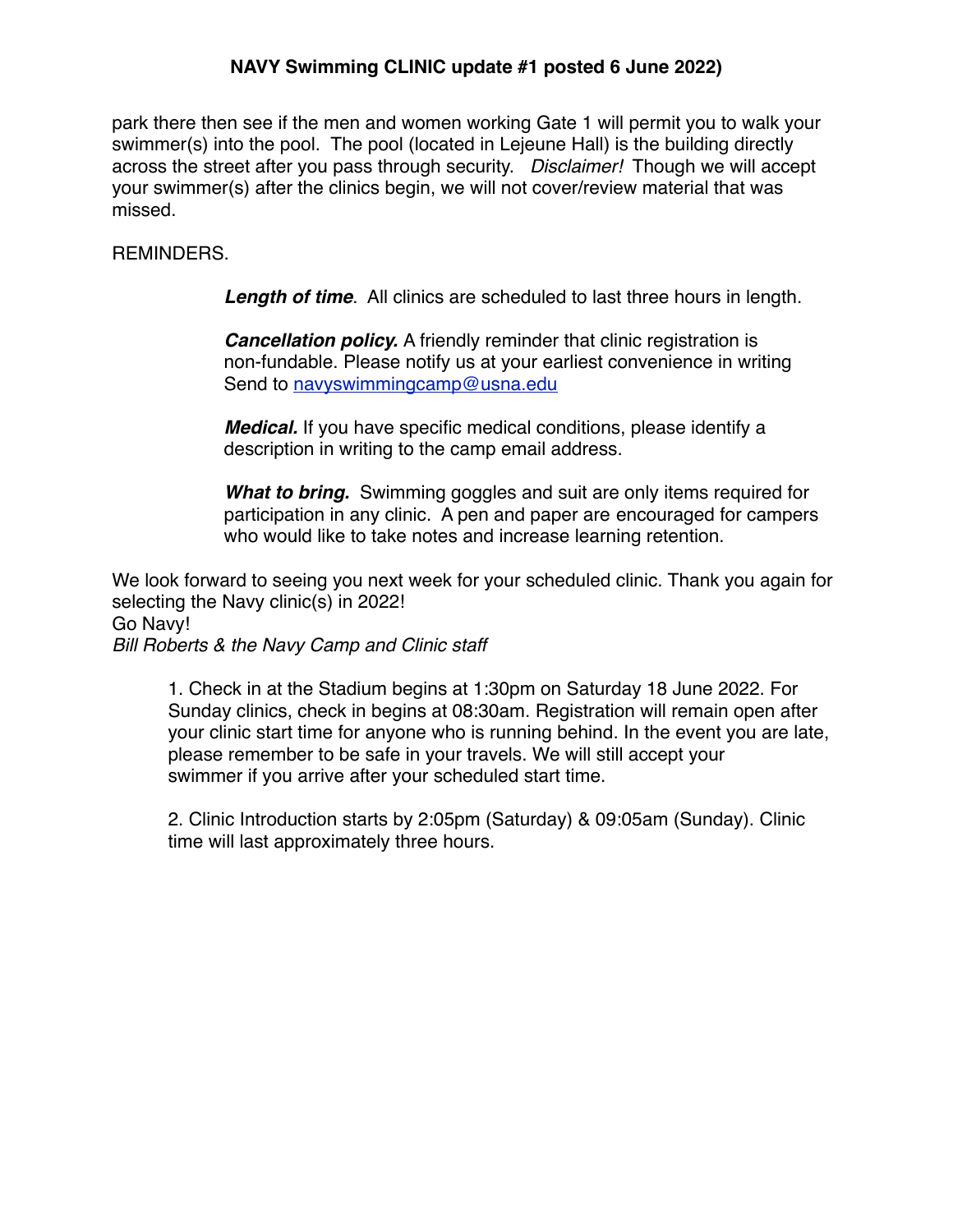park there then see if the men and women working Gate 1 will permit you to walk your swimmer(s) into the pool. The pool (located in Lejeune Hall) is the building directly across the street after you pass through security. *Disclaimer!* Though we will accept your swimmer(s) after the clinics begin, we will not cover/review material that was missed.

REMINDERS.

> ***Length of time***. All clinics are scheduled to last three hours in length.
>
> ***Cancellation policy.*** A friendly reminder that clinic registration is non-fundable. Please notify us at your earliest convenience in writing Send to navyswimmingcamp@usna.edu
>
> ***Medical.*** If you have specific medical conditions, please identify a description in writing to the camp email address.
>
> ***What to bring.*** Swimming goggles and suit are only items required for participation in any clinic. A pen and paper are encouraged for campers who would like to take notes and increase learning retention.

We look forward to seeing you next week for your scheduled clinic. Thank you again for selecting the Navy clinic(s) in 2022!
Go Navy!
*Bill Roberts & the Navy Camp and Clinic staff*

1. Check in at the Stadium begins at 1:30pm on Saturday 18 June 2022. For Sunday clinics, check in begins at 08:30am. Registration will remain open after your clinic start time for anyone who is running behind. In the event you are late, please remember to be safe in your travels. We will still accept your swimmer if you arrive after your scheduled start time.

2. Clinic Introduction starts by 2:05pm (Saturday) & 09:05am (Sunday). Clinic time will last approximately three hours.